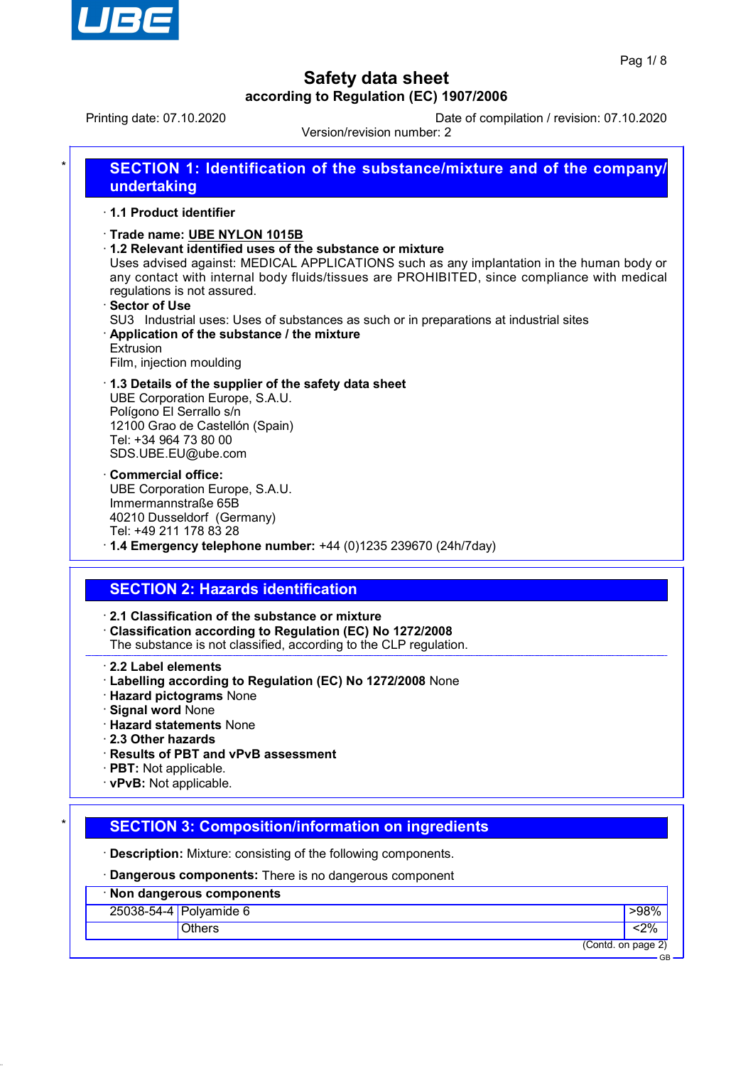# Safety data sheet

**according to Regulation (EC) 1907/2006**

Printing date: 07.10.2020 Date of compilation / revision: 07.10.2020

Version/revision number: 2

## SECTION 1: Identification of the substance/mixture and of the company/undertaking

· **1.1 Product identifier**

· **Trade name: UBE NYLON 1015B**

· **1.2 Relevant identified uses of the substance or mixture**

Uses advised against: MEDICAL APPLICATIONS such as any implantation in the human body or any contact with internal body fluids/tissues are PROHIBITED, since compliance with medical regulations is not assured.

· **Sector of Use**

SU3 Industrial uses: Uses of substances as such or in preparations at industrial sites

· **Application of the substance / the mixture**

Extrusion

Film, injection moulding

· **1.3 Details of the supplier of the safety data sheet**

UBE Corporation Europe, S.A.U.
Polígono El Serrallo s/n
12100 Grao de Castellón (Spain)
Tel: +34 964 73 80 00
SDS.UBE.EU@ube.com

· **Commercial office:**

UBE Corporation Europe, S.A.U.
Immermannstraße 65B
40210 Dusseldorf (Germany)
Tel: +49 211 178 83 28

· **1.4 Emergency telephone number:** +44 (0)1235 239670 (24h/7day)

## SECTION 2: Hazards identification

· **2.1 Classification of the substance or mixture**

· **Classification according to Regulation (EC) No 1272/2008**

The substance is not classified, according to the CLP regulation.

· **2.2 Label elements**

· **Labelling according to Regulation (EC) No 1272/2008** None

· **Hazard pictograms** None

· **Signal word** None

· **Hazard statements** None

· **2.3 Other hazards**

· **Results of PBT and vPvB assessment**

· **PBT:** Not applicable.

· **vPvB:** Not applicable.

## SECTION 3: Composition/information on ingredients

· **Description:** Mixture: consisting of the following components.

· **Dangerous components:** There is no dangerous component

| · **Non dangerous components** | | |
|---|---|---|
| 25038-54-4 | Polyamide 6 | >98% |
| | Others | <2% |

(Contd. on page 2)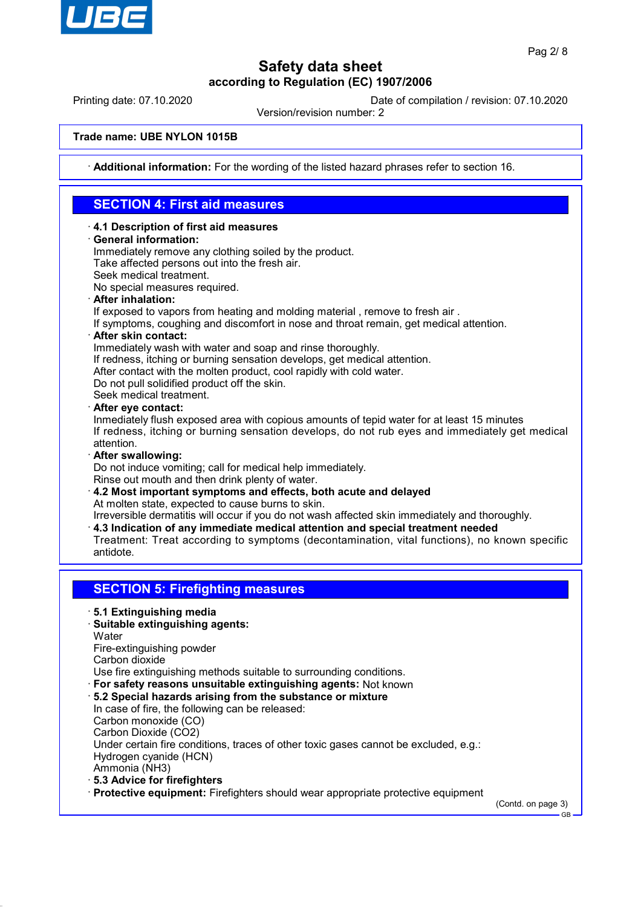Trade name: UBE NYLON 1015B

· **Additional information:** For the wording of the listed hazard phrases refer to section 16.

## SECTION 4: First aid measures

· **4.1 Description of first aid measures**

· **General information:**
Immediately remove any clothing soiled by the product.
Take affected persons out into the fresh air.
Seek medical treatment.
No special measures required.

· **After inhalation:**
If exposed to vapors from heating and molding material , remove to fresh air .
If symptoms, coughing and discomfort in nose and throat remain, get medical attention.

· **After skin contact:**
Immediately wash with water and soap and rinse thoroughly.
If redness, itching or burning sensation develops, get medical attention.
After contact with the molten product, cool rapidly with cold water.
Do not pull solidified product off the skin.
Seek medical treatment.

· **After eye contact:**
Inmediately flush exposed area with copious amounts of tepid water for at least 15 minutes
If redness, itching or burning sensation develops, do not rub eyes and immediately get medical attention.

· **After swallowing:**
Do not induce vomiting; call for medical help immediately.
Rinse out mouth and then drink plenty of water.

· **4.2 Most important symptoms and effects, both acute and delayed**
At molten state, expected to cause burns to skin.
Irreversible dermatitis will occur if you do not wash affected skin immediately and thoroughly.

· **4.3 Indication of any immediate medical attention and special treatment needed**
Treatment: Treat according to symptoms (decontamination, vital functions), no known specific antidote.

## SECTION 5: Firefighting measures

· **5.1 Extinguishing media**

· **Suitable extinguishing agents:**
Water
Fire-extinguishing powder
Carbon dioxide
Use fire extinguishing methods suitable to surrounding conditions.

· **For safety reasons unsuitable extinguishing agents:** Not known

· **5.2 Special hazards arising from the substance or mixture**
In case of fire, the following can be released:
Carbon monoxide (CO)
Carbon Dioxide ($CO_2$)
Under certain fire conditions, traces of other toxic gases cannot be excluded, e.g.:
Hydrogen cyanide (HCN)
Ammonia ($NH_3$)

· **5.3 Advice for firefighters**

· **Protective equipment:** Firefighters should wear appropriate protective equipment

(Contd. on page 3)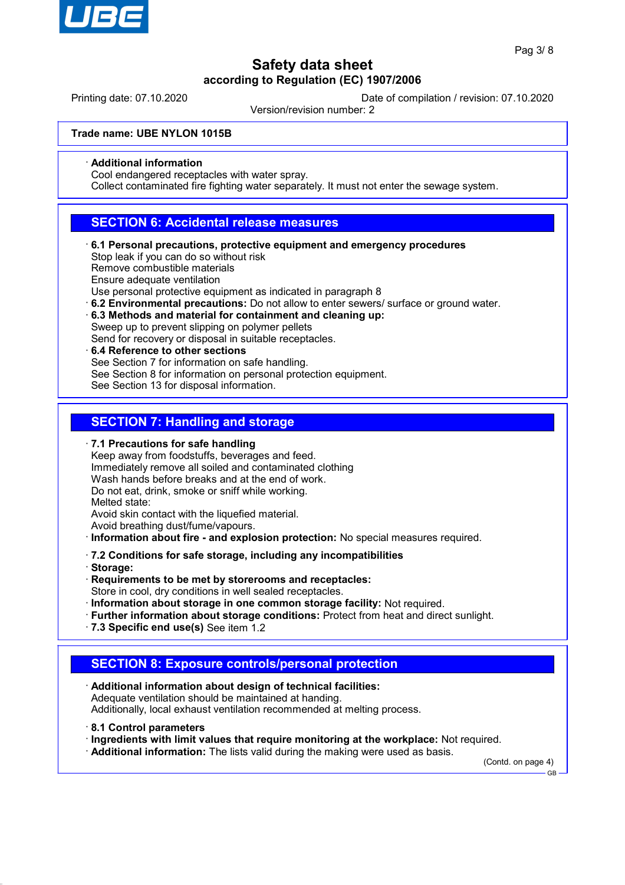**Trade name: UBE NYLON 1015B**

· **Additional information**
Cool endangered receptacles with water spray.
Collect contaminated fire fighting water separately. It must not enter the sewage system.

## SECTION 6: Accidental release measures

· **6.1 Personal precautions, protective equipment and emergency procedures**
Stop leak if you can do so without risk
Remove combustible materials
Ensure adequate ventilation
Use personal protective equipment as indicated in paragraph 8
· **6.2 Environmental precautions:** Do not allow to enter sewers/ surface or ground water.
· **6.3 Methods and material for containment and cleaning up:**
Sweep up to prevent slipping on polymer pellets
Send for recovery or disposal in suitable receptacles.
· **6.4 Reference to other sections**
See Section 7 for information on safe handling.
See Section 8 for information on personal protection equipment.
See Section 13 for disposal information.

## SECTION 7: Handling and storage

· **7.1 Precautions for safe handling**
Keep away from foodstuffs, beverages and feed.
Immediately remove all soiled and contaminated clothing
Wash hands before breaks and at the end of work.
Do not eat, drink, smoke or sniff while working.
Melted state:
Avoid skin contact with the liquefied material.
Avoid breathing dust/fume/vapours.
· **Information about fire - and explosion protection:** No special measures required.

· **7.2 Conditions for safe storage, including any incompatibilities**
· **Storage:**
· **Requirements to be met by storerooms and receptacles:**
Store in cool, dry conditions in well sealed receptacles.
· **Information about storage in one common storage facility:** Not required.
· **Further information about storage conditions:** Protect from heat and direct sunlight.
· **7.3 Specific end use(s)** See item 1.2

## SECTION 8: Exposure controls/personal protection

· **Additional information about design of technical facilities:**
Adequate ventilation should be maintained at handing.
Additionally, local exhaust ventilation recommended at melting process.

· **8.1 Control parameters**
· **Ingredients with limit values that require monitoring at the workplace:** Not required.
· **Additional information:** The lists valid during the making were used as basis.

(Contd. on page 4)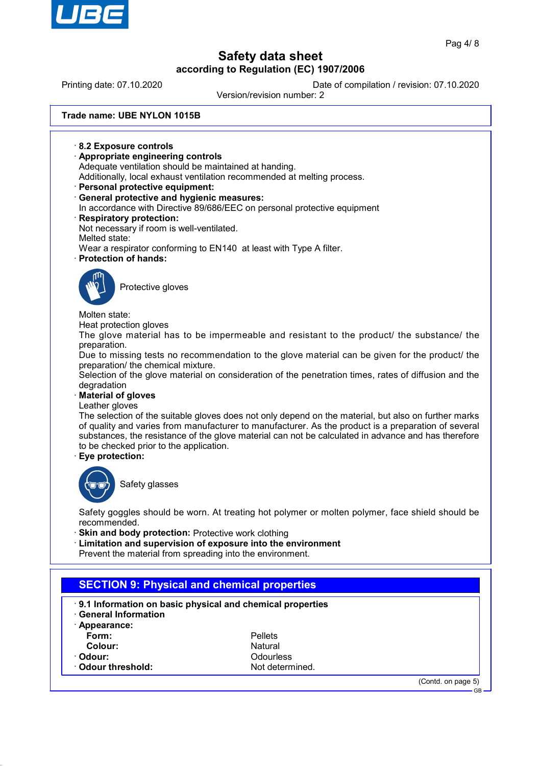Trade name: UBE NYLON 1015B

· **8.2 Exposure controls**

· **Appropriate engineering controls**

Adequate ventilation should be maintained at handing.
Additionally, local exhaust ventilation recommended at melting process.

· **Personal protective equipment:**

· **General protective and hygienic measures:**

In accordance with Directive 89/686/EEC on personal protective equipment

· **Respiratory protection:**

Not necessary if room is well-ventilated.
Melted state:
Wear a respirator conforming to EN140 at least with Type A filter.

· **Protection of hands:**

Protective gloves

Molten state:
Heat protection gloves
The glove material has to be impermeable and resistant to the product/ the substance/ the preparation.
Due to missing tests no recommendation to the glove material can be given for the product/ the preparation/ the chemical mixture.
Selection of the glove material on consideration of the penetration times, rates of diffusion and the degradation

· **Material of gloves**

Leather gloves
The selection of the suitable gloves does not only depend on the material, but also on further marks of quality and varies from manufacturer to manufacturer. As the product is a preparation of several substances, the resistance of the glove material can not be calculated in advance and has therefore to be checked prior to the application.

· **Eye protection:**

Safety glasses

Safety goggles should be worn. At treating hot polymer or molten polymer, face shield should be recommended.

· **Skin and body protection:** Protective work clothing

· **Limitation and supervision of exposure into the environment**

Prevent the material from spreading into the environment.

## SECTION 9: Physical and chemical properties

· **9.1 Information on basic physical and chemical properties**

· **General Information**

· **Appearance:**

| | |
|---|---|
| **Form:** | Pellets |
| **Colour:** | Natural |
| · **Odour:** | Odourless |
| · **Odour threshold:** | Not determined. |

(Contd. on page 5)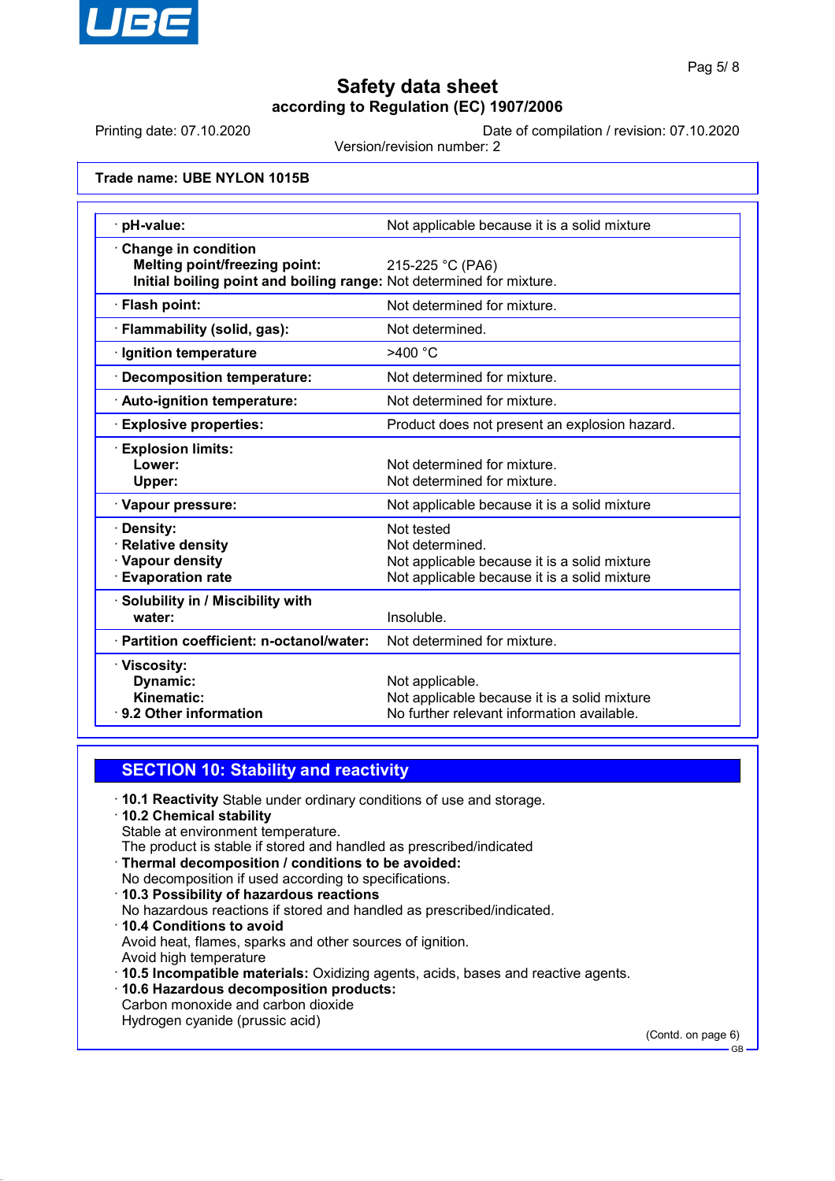Trade name: UBE NYLON 1015B

| | |
|---|---|
| · **pH-value:** | Not applicable because it is a solid mixture |
| · **Change in condition**<br>**Melting point/freezing point:**<br>**Initial boiling point and boiling range:** | <br>215-225 °C (PA6)<br>Not determined for mixture. |
| · **Flash point:** | Not determined for mixture. |
| · **Flammability (solid, gas):** | Not determined. |
| · **Ignition temperature** | >400 °C |
| · **Decomposition temperature:** | Not determined for mixture. |
| · **Auto-ignition temperature:** | Not determined for mixture. |
| · **Explosive properties:** | Product does not present an explosion hazard. |
| · **Explosion limits:**<br>**Lower:**<br>**Upper:** | <br>Not determined for mixture.<br>Not determined for mixture. |
| · **Vapour pressure:** | Not applicable because it is a solid mixture |
| · **Density:**<br>· **Relative density**<br>· **Vapour density**<br>· **Evaporation rate** | Not tested<br>Not determined.<br>Not applicable because it is a solid mixture<br>Not applicable because it is a solid mixture |
| · **Solubility in / Miscibility with**<br>**water:** | <br>Insoluble. |
| · **Partition coefficient: n-octanol/water:** | Not determined for mixture. |
| · **Viscosity:**<br>**Dynamic:**<br>**Kinematic:**<br>· **9.2 Other information** | <br>Not applicable.<br>Not applicable because it is a solid mixture<br>No further relevant information available. |

## SECTION 10: Stability and reactivity

· **10.1 Reactivity** Stable under ordinary conditions of use and storage.

· **10.2 Chemical stability**
Stable at environment temperature.
The product is stable if stored and handled as prescribed/indicated

· **Thermal decomposition / conditions to be avoided:**
No decomposition if used according to specifications.

· **10.3 Possibility of hazardous reactions**
No hazardous reactions if stored and handled as prescribed/indicated.

· **10.4 Conditions to avoid**
Avoid heat, flames, sparks and other sources of ignition.
Avoid high temperature

· **10.5 Incompatible materials:** Oxidizing agents, acids, bases and reactive agents.

· **10.6 Hazardous decomposition products:**
Carbon monoxide and carbon dioxide
Hydrogen cyanide (prussic acid)

(Contd. on page 6)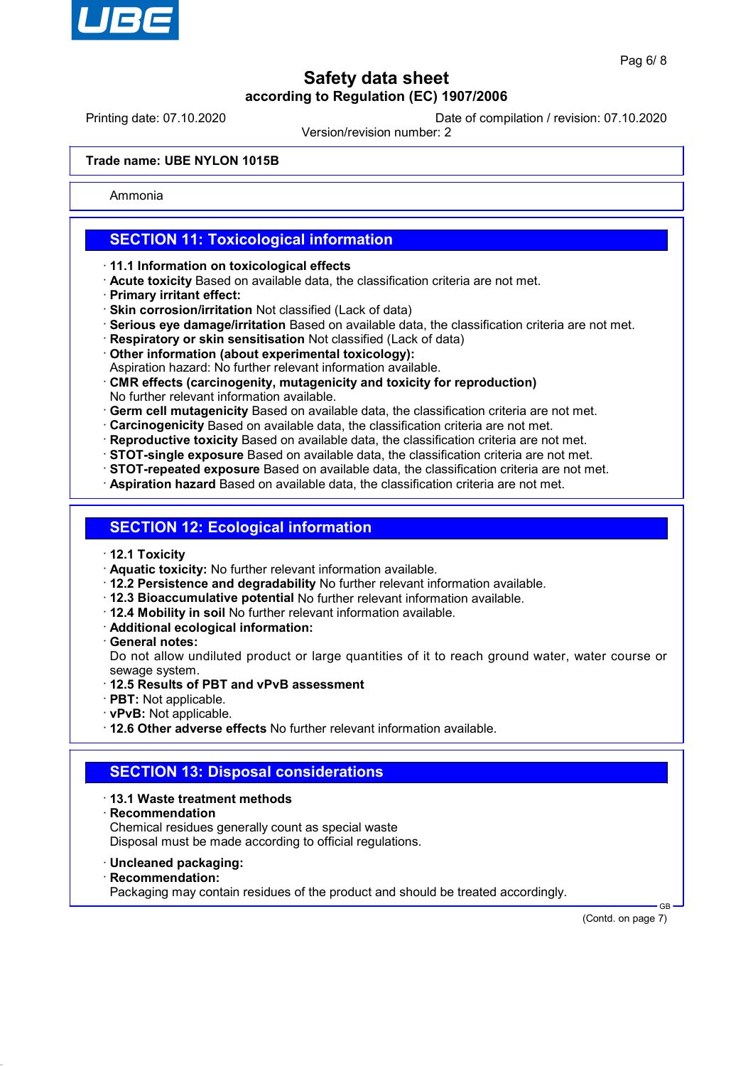Trade name: UBE NYLON 1015B

Ammonia

## SECTION 11: Toxicological information

- **11.1 Information on toxicological effects**
- **Acute toxicity** Based on available data, the classification criteria are not met.
- **Primary irritant effect:**
- **Skin corrosion/irritation** Not classified (Lack of data)
- **Serious eye damage/irritation** Based on available data, the classification criteria are not met.
- **Respiratory or skin sensitisation** Not classified (Lack of data)
- **Other information (about experimental toxicology):**
  Aspiration hazard: No further relevant information available.
- **CMR effects (carcinogenity, mutagenicity and toxicity for reproduction)**
  No further relevant information available.
- **Germ cell mutagenicity** Based on available data, the classification criteria are not met.
- **Carcinogenicity** Based on available data, the classification criteria are not met.
- **Reproductive toxicity** Based on available data, the classification criteria are not met.
- **STOT-single exposure** Based on available data, the classification criteria are not met.
- **STOT-repeated exposure** Based on available data, the classification criteria are not met.
- **Aspiration hazard** Based on available data, the classification criteria are not met.

## SECTION 12: Ecological information

- **12.1 Toxicity**
- **Aquatic toxicity:** No further relevant information available.
- **12.2 Persistence and degradability** No further relevant information available.
- **12.3 Bioaccumulative potential** No further relevant information available.
- **12.4 Mobility in soil** No further relevant information available.
- **Additional ecological information:**
- **General notes:**
  Do not allow undiluted product or large quantities of it to reach ground water, water course or sewage system.
- **12.5 Results of PBT and vPvB assessment**
- **PBT:** Not applicable.
- **vPvB:** Not applicable.
- **12.6 Other adverse effects** No further relevant information available.

## SECTION 13: Disposal considerations

- **13.1 Waste treatment methods**
- **Recommendation**
  Chemical residues generally count as special waste
  Disposal must be made according to official regulations.

- **Uncleaned packaging:**
- **Recommendation:**
  Packaging may contain residues of the product and should be treated accordingly.

(Contd. on page 7)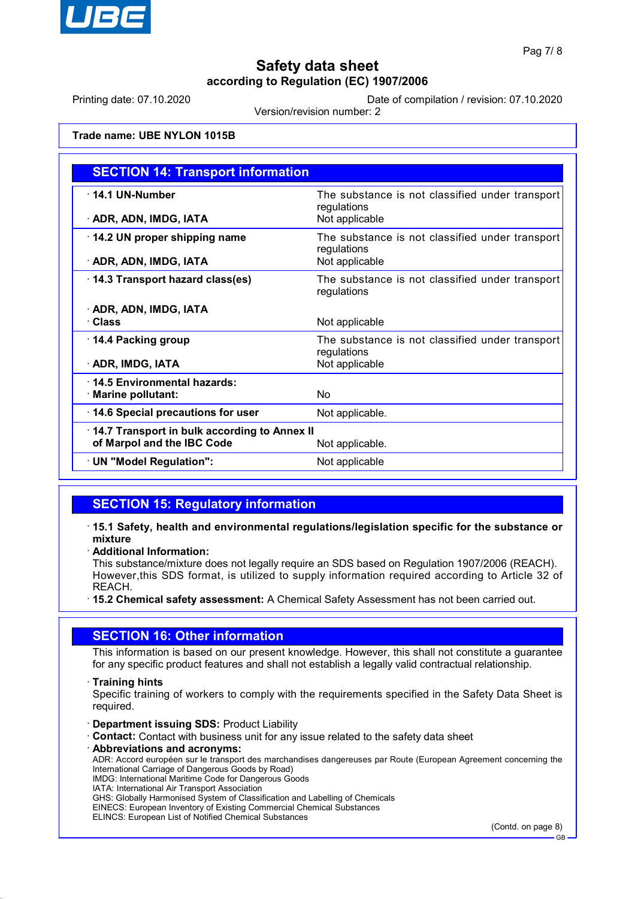# Safety data sheet

**according to Regulation (EC) 1907/2006**

Printing date: 07.10.2020    Date of compilation / revision: 07.10.2020

Version/revision number: 2

**Trade name: UBE NYLON 1015B**

## SECTION 14: Transport information

| | |
|---|---|
| · **14.1 UN-Number** | The substance is not classified under transport regulations |
| · **ADR, ADN, IMDG, IATA** | Not applicable |
| · **14.2 UN proper shipping name** | The substance is not classified under transport regulations |
| · **ADR, ADN, IMDG, IATA** | Not applicable |
| · **14.3 Transport hazard class(es)** | The substance is not classified under transport regulations |
| · **ADR, ADN, IMDG, IATA** | |
| · **Class** | Not applicable |
| · **14.4 Packing group** | The substance is not classified under transport regulations |
| · **ADR, IMDG, IATA** | Not applicable |
| · **14.5 Environmental hazards:** | |
| · **Marine pollutant:** | No |
| · **14.6 Special precautions for user** | Not applicable. |
| · **14.7 Transport in bulk according to Annex II of Marpol and the IBC Code** | Not applicable. |
| · **UN "Model Regulation":** | Not applicable |

## SECTION 15: Regulatory information

· **15.1 Safety, health and environmental regulations/legislation specific for the substance or mixture**

· **Additional Information:**
This substance/mixture does not legally require an SDS based on Regulation 1907/2006 (REACH). However,this SDS format, is utilized to supply information required according to Article 32 of REACH.

· **15.2 Chemical safety assessment:** A Chemical Safety Assessment has not been carried out.

## SECTION 16: Other information

This information is based on our present knowledge. However, this shall not constitute a guarantee for any specific product features and shall not establish a legally valid contractual relationship.

· **Training hints**
Specific training of workers to comply with the requirements specified in the Safety Data Sheet is required.

· **Department issuing SDS:** Product Liability

· **Contact:** Contact with business unit for any issue related to the safety data sheet

· **Abbreviations and acronyms:**
ADR: Accord européen sur le transport des marchandises dangereuses par Route (European Agreement concerning the International Carriage of Dangerous Goods by Road)
IMDG: International Maritime Code for Dangerous Goods
IATA: International Air Transport Association
GHS: Globally Harmonised System of Classification and Labelling of Chemicals
EINECS: European Inventory of Existing Commercial Chemical Substances
ELINCS: European List of Notified Chemical Substances

(Contd. on page 8)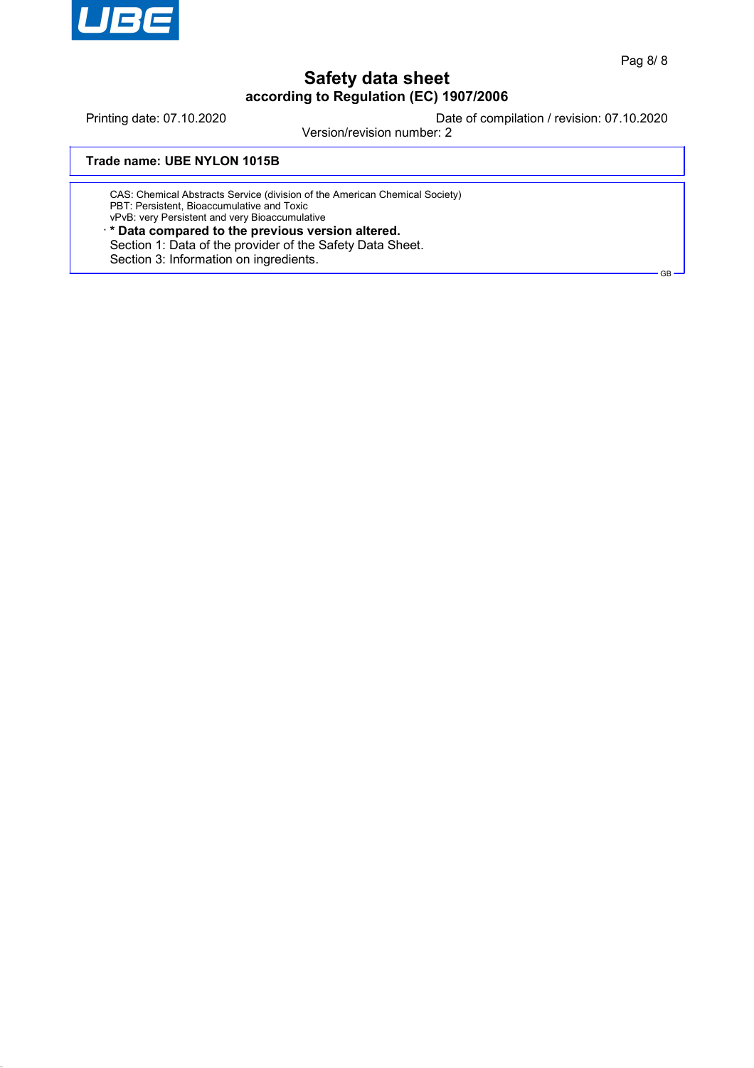**Trade name: UBE NYLON 1015B**

CAS: Chemical Abstracts Service (division of the American Chemical Society)
PBT: Persistent, Bioaccumulative and Toxic
vPvB: very Persistent and very Bioaccumulative

· **\* Data compared to the previous version altered.**
Section 1: Data of the provider of the Safety Data Sheet.
Section 3: Information on ingredients.